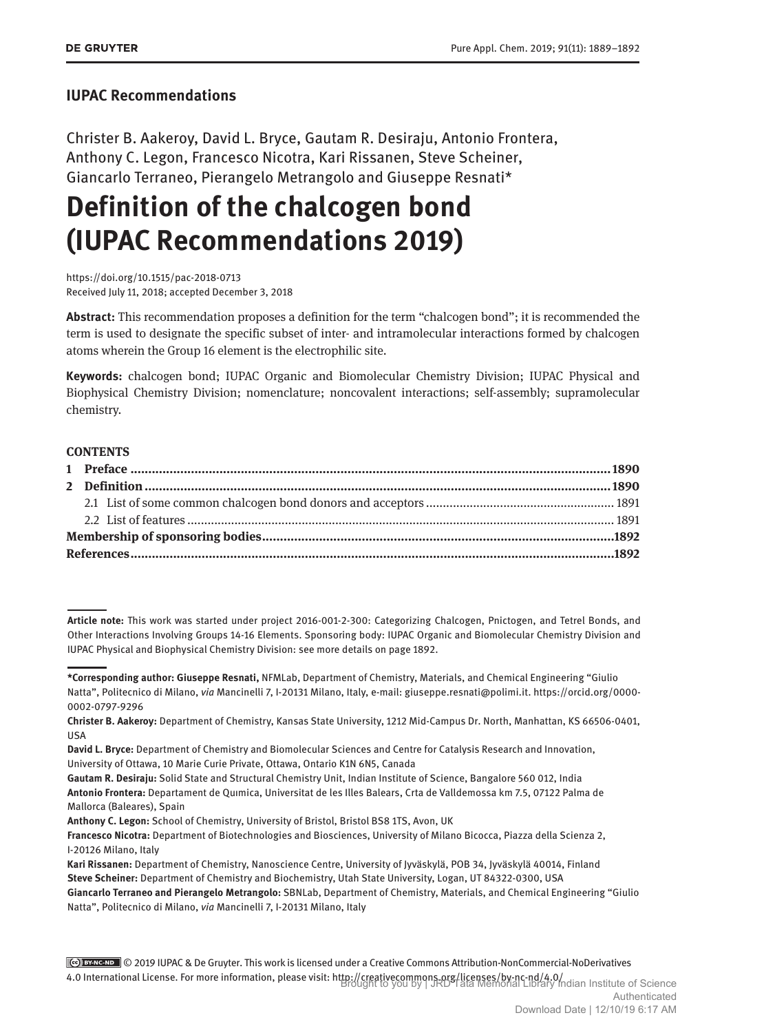**IUPAC Recommendations**

Christer B. Aakeroy, David L. Bryce, Gautam R. Desiraju, Antonio Frontera, Anthony C. Legon, Francesco Nicotra, Kari Rissanen, Steve Scheiner, Giancarlo Terraneo, Pierangelo Metrangolo and Giuseppe Resnati*

# Definition of the chalcogen bond (IUPAC Recommendations 2019)

https://doi.org/10.1515/pac-2018-0713
Received July 11, 2018; accepted December 3, 2018

**Abstract:** This recommendation proposes a definition for the term "chalcogen bond"; it is recommended the term is used to designate the specific subset of inter- and intramolecular interactions formed by chalcogen atoms wherein the Group 16 element is the electrophilic site.

**Keywords:** chalcogen bond; IUPAC Organic and Biomolecular Chemistry Division; IUPAC Physical and Biophysical Chemistry Division; nomenclature; noncovalent interactions; self-assembly; supramolecular chemistry.

**CONTENTS**

**1 Preface** ..... **1890**
**2 Definition** ..... **1890**
  2.1 List of some common chalcogen bond donors and acceptors ..... 1891
  2.2 List of features ..... 1891
**Membership of sponsoring bodies** ..... **1892**
**References** ..... **1892**

---

**Article note:** This work was started under project 2016-001-2-300: Categorizing Chalcogen, Pnictogen, and Tetrel Bonds, and Other Interactions Involving Groups 14-16 Elements. Sponsoring body: IUPAC Organic and Biomolecular Chemistry Division and IUPAC Physical and Biophysical Chemistry Division: see more details on page 1892.

---

***Corresponding author: Giuseppe Resnati,** NFMLab, Department of Chemistry, Materials, and Chemical Engineering "Giulio Natta", Politecnico di Milano, *via* Mancinelli 7, I-20131 Milano, Italy, e-mail: giuseppe.resnati@polimi.it. https://orcid.org/0000-0002-0797-9296

**Christer B. Aakeroy:** Department of Chemistry, Kansas State University, 1212 Mid-Campus Dr. North, Manhattan, KS 66506-0401, USA

**David L. Bryce:** Department of Chemistry and Biomolecular Sciences and Centre for Catalysis Research and Innovation, University of Ottawa, 10 Marie Curie Private, Ottawa, Ontario K1N 6N5, Canada

**Gautam R. Desiraju:** Solid State and Structural Chemistry Unit, Indian Institute of Science, Bangalore 560 012, India

**Antonio Frontera:** Departament de Quımica, Universitat de les Illes Balears, Crta de Valldemossa km 7.5, 07122 Palma de Mallorca (Baleares), Spain

**Anthony C. Legon:** School of Chemistry, University of Bristol, Bristol BS8 1TS, Avon, UK

**Francesco Nicotra:** Department of Biotechnologies and Biosciences, University of Milano Bicocca, Piazza della Scienza 2, I-20126 Milano, Italy

**Kari Rissanen:** Department of Chemistry, Nanoscience Centre, University of Jyväskylä, POB 34, Jyväskylä 40014, Finland

**Steve Scheiner:** Department of Chemistry and Biochemistry, Utah State University, Logan, UT 84322-0300, USA

**Giancarlo Terraneo and Pierangelo Metrangolo:** SBNLab, Department of Chemistry, Materials, and Chemical Engineering "Giulio Natta", Politecnico di Milano, *via* Mancinelli 7, I-20131 Milano, Italy

© 2019 IUPAC & De Gruyter. This work is licensed under a Creative Commons Attribution-NonCommercial-NoDerivatives 4.0 International License. For more information, please visit: http://creativecommons.org/licenses/by-nc-nd/4.0/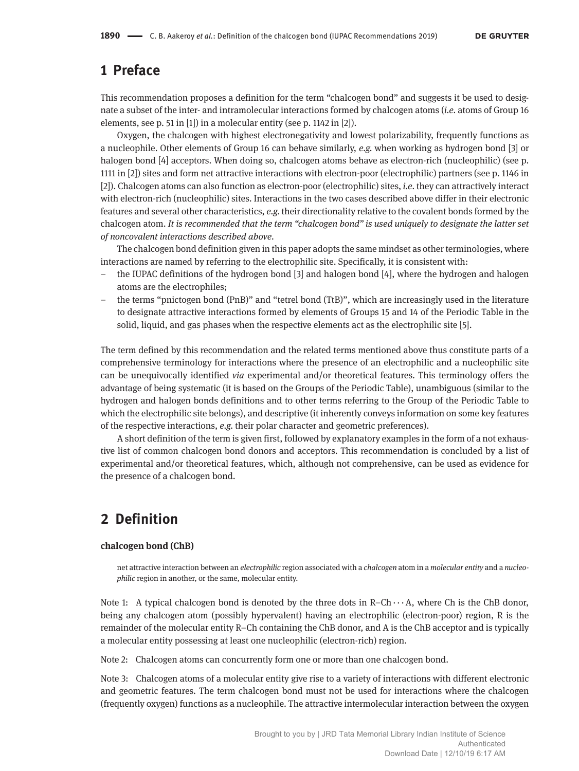# 1 Preface

This recommendation proposes a definition for the term "chalcogen bond" and suggests it be used to designate a subset of the inter- and intramolecular interactions formed by chalcogen atoms (*i.e.* atoms of Group 16 elements, see p. 51 in [1]) in a molecular entity (see p. 1142 in [2]).

Oxygen, the chalcogen with highest electronegativity and lowest polarizability, frequently functions as a nucleophile. Other elements of Group 16 can behave similarly, *e.g.* when working as hydrogen bond [3] or halogen bond [4] acceptors. When doing so, chalcogen atoms behave as electron-rich (nucleophilic) (see p. 1111 in [2]) sites and form net attractive interactions with electron-poor (electrophilic) partners (see p. 1146 in [2]). Chalcogen atoms can also function as electron-poor (electrophilic) sites, *i.e.* they can attractively interact with electron-rich (nucleophilic) sites. Interactions in the two cases described above differ in their electronic features and several other characteristics, *e.g.* their directionality relative to the covalent bonds formed by the chalcogen atom. *It is recommended that the term "chalcogen bond" is used uniquely to designate the latter set of noncovalent interactions described above.*

The chalcogen bond definition given in this paper adopts the same mindset as other terminologies, where interactions are named by referring to the electrophilic site. Specifically, it is consistent with:

- the IUPAC definitions of the hydrogen bond [3] and halogen bond [4], where the hydrogen and halogen atoms are the electrophiles;
- the terms "pnictogen bond (PnB)" and "tetrel bond (TtB)", which are increasingly used in the literature to designate attractive interactions formed by elements of Groups 15 and 14 of the Periodic Table in the solid, liquid, and gas phases when the respective elements act as the electrophilic site [5].

The term defined by this recommendation and the related terms mentioned above thus constitute parts of a comprehensive terminology for interactions where the presence of an electrophilic and a nucleophilic site can be unequivocally identified *via* experimental and/or theoretical features. This terminology offers the advantage of being systematic (it is based on the Groups of the Periodic Table), unambiguous (similar to the hydrogen and halogen bonds definitions and to other terms referring to the Group of the Periodic Table to which the electrophilic site belongs), and descriptive (it inherently conveys information on some key features of the respective interactions, *e.g.* their polar character and geometric preferences).

A short definition of the term is given first, followed by explanatory examples in the form of a not exhaustive list of common chalcogen bond donors and acceptors. This recommendation is concluded by a list of experimental and/or theoretical features, which, although not comprehensive, can be used as evidence for the presence of a chalcogen bond.

# 2 Definition

**chalcogen bond (ChB)**

> net attractive interaction between an *electrophilic* region associated with a *chalcogen* atom in a *molecular entity* and a *nucleophilic* region in another, or the same, molecular entity.

Note 1: A typical chalcogen bond is denoted by the three dots in R–Ch···A, where Ch is the ChB donor, being any chalcogen atom (possibly hypervalent) having an electrophilic (electron-poor) region, R is the remainder of the molecular entity R–Ch containing the ChB donor, and A is the ChB acceptor and is typically a molecular entity possessing at least one nucleophilic (electron-rich) region.

Note 2: Chalcogen atoms can concurrently form one or more than one chalcogen bond.

Note 3: Chalcogen atoms of a molecular entity give rise to a variety of interactions with different electronic and geometric features. The term chalcogen bond must not be used for interactions where the chalcogen (frequently oxygen) functions as a nucleophile. The attractive intermolecular interaction between the oxygen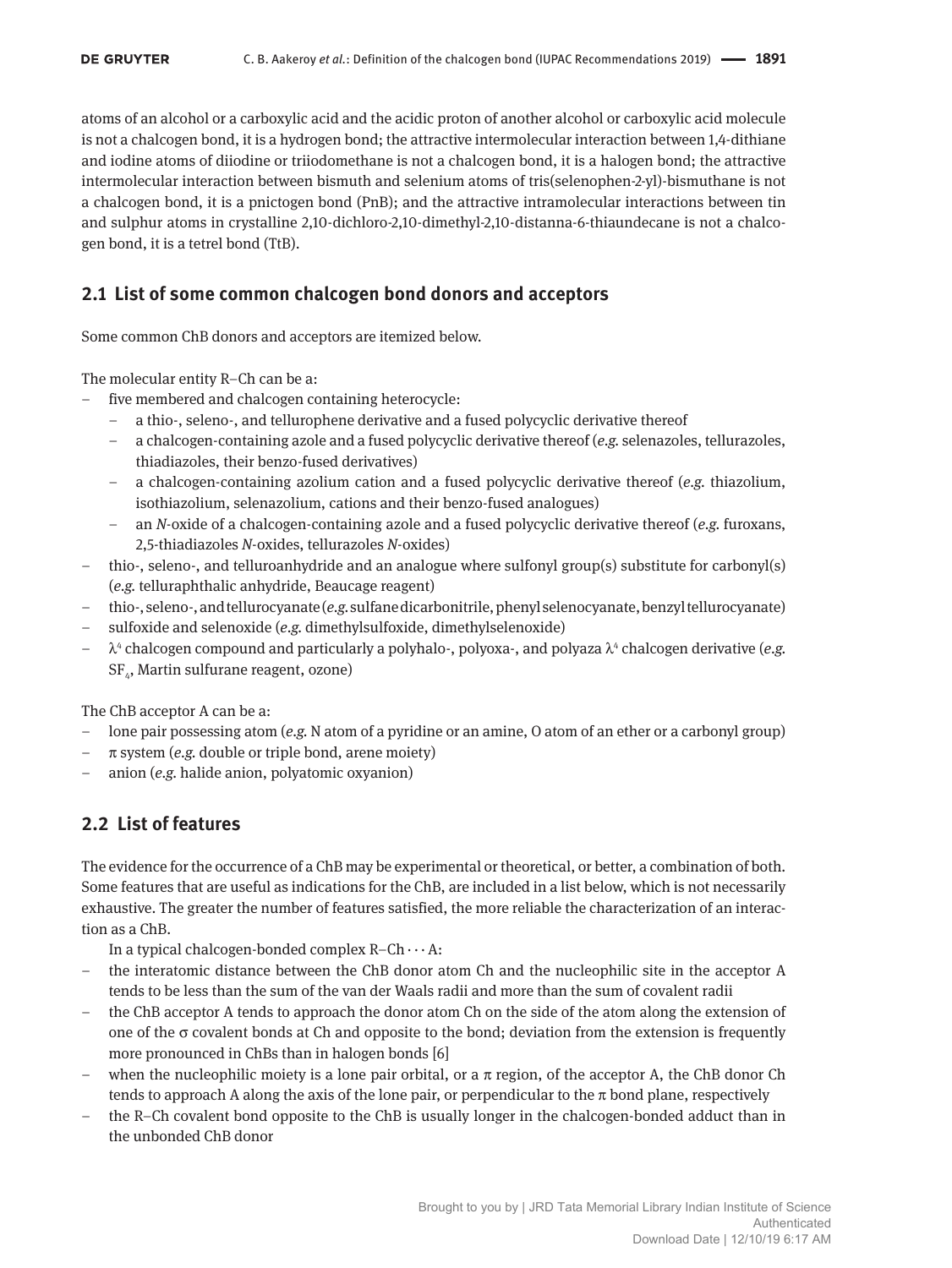atoms of an alcohol or a carboxylic acid and the acidic proton of another alcohol or carboxylic acid molecule is not a chalcogen bond, it is a hydrogen bond; the attractive intermolecular interaction between 1,4-dithiane and iodine atoms of diiodine or triiodomethane is not a chalcogen bond, it is a halogen bond; the attractive intermolecular interaction between bismuth and selenium atoms of tris(selenophen-2-yl)-bismuthane is not a chalcogen bond, it is a pnictogen bond (PnB); and the attractive intramolecular interactions between tin and sulphur atoms in crystalline 2,10-dichloro-2,10-dimethyl-2,10-distanna-6-thiaundecane is not a chalcogen bond, it is a tetrel bond (TtB).

## 2.1 List of some common chalcogen bond donors and acceptors

Some common ChB donors and acceptors are itemized below.

The molecular entity R–Ch can be a:

- five membered and chalcogen containing heterocycle:
  - a thio-, seleno-, and tellurophene derivative and a fused polycyclic derivative thereof
  - a chalcogen-containing azole and a fused polycyclic derivative thereof (*e.g.* selenazoles, tellurazoles, thiadiazoles, their benzo-fused derivatives)
  - a chalcogen-containing azolium cation and a fused polycyclic derivative thereof (*e.g.* thiazolium, isothiazolium, selenazolium, cations and their benzo-fused analogues)
  - an *N*-oxide of a chalcogen-containing azole and a fused polycyclic derivative thereof (*e.g.* furoxans, 2,5-thiadiazoles *N*-oxides, tellurazoles *N*-oxides)
- thio-, seleno-, and telluroanhydride and an analogue where sulfonyl group(s) substitute for carbonyl(s) (*e.g.* telluraphthalic anhydride, Beaucage reagent)
- thio-, seleno-, and tellurocyanate (*e.g.* sulfane dicarbonitrile, phenyl selenocyanate, benzyl tellurocyanate)
- sulfoxide and selenoxide (*e.g.* dimethylsulfoxide, dimethylselenoxide)
- $\lambda^4$ chalcogen compound and particularly a polyhalo-, polyoxa-, and polyaza $\lambda^4$ chalcogen derivative (*e.g.* $SF_4$, Martin sulfurane reagent, ozone)

The ChB acceptor A can be a:

- lone pair possessing atom (*e.g.* N atom of a pyridine or an amine, O atom of an ether or a carbonyl group)
- $\pi$ system (*e.g.* double or triple bond, arene moiety)
- anion (*e.g.* halide anion, polyatomic oxyanion)

## 2.2 List of features

The evidence for the occurrence of a ChB may be experimental or theoretical, or better, a combination of both. Some features that are useful as indications for the ChB, are included in a list below, which is not necessarily exhaustive. The greater the number of features satisfied, the more reliable the characterization of an interaction as a ChB.

In a typical chalcogen-bonded complex R–Ch···A:

- the interatomic distance between the ChB donor atom Ch and the nucleophilic site in the acceptor A tends to be less than the sum of the van der Waals radii and more than the sum of covalent radii
- the ChB acceptor A tends to approach the donor atom Ch on the side of the atom along the extension of one of the $\sigma$ covalent bonds at Ch and opposite to the bond; deviation from the extension is frequently more pronounced in ChBs than in halogen bonds [6]
- when the nucleophilic moiety is a lone pair orbital, or a $\pi$ region, of the acceptor A, the ChB donor Ch tends to approach A along the axis of the lone pair, or perpendicular to the $\pi$ bond plane, respectively
- the R–Ch covalent bond opposite to the ChB is usually longer in the chalcogen-bonded adduct than in the unbonded ChB donor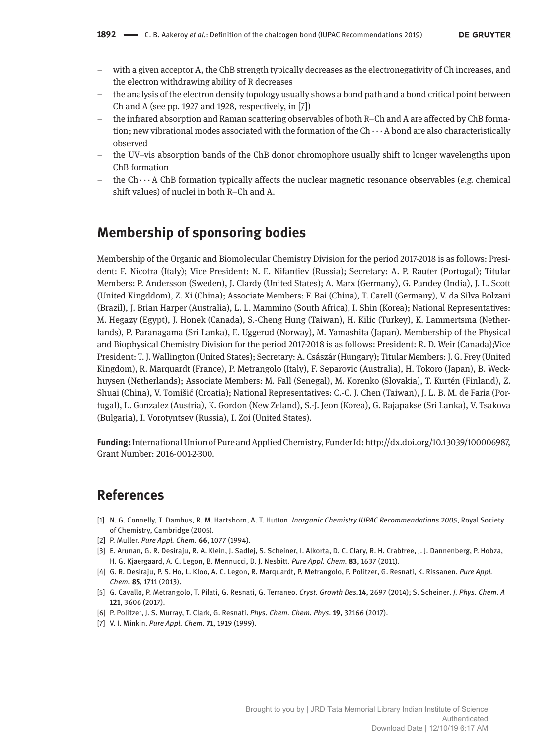- with a given acceptor A, the ChB strength typically decreases as the electronegativity of Ch increases, and the electron withdrawing ability of R decreases
- the analysis of the electron density topology usually shows a bond path and a bond critical point between Ch and A (see pp. 1927 and 1928, respectively, in [7])
- the infrared absorption and Raman scattering observables of both R–Ch and A are affected by ChB formation; new vibrational modes associated with the formation of the Ch···A bond are also characteristically observed
- the UV–vis absorption bands of the ChB donor chromophore usually shift to longer wavelengths upon ChB formation
- the Ch···A ChB formation typically affects the nuclear magnetic resonance observables (*e.g.* chemical shift values) of nuclei in both R–Ch and A.

## Membership of sponsoring bodies

Membership of the Organic and Biomolecular Chemistry Division for the period 2017-2018 is as follows: President: F. Nicotra (Italy); Vice President: N. E. Nifantiev (Russia); Secretary: A. P. Rauter (Portugal); Titular Members: P. Andersson (Sweden), J. Clardy (United States); A. Marx (Germany), G. Pandey (India), J. L. Scott (United Kingddom), Z. Xi (China); Associate Members: F. Bai (China), T. Carell (Germany), V. da Silva Bolzani (Brazil), J. Brian Harper (Australia), L. L. Mammino (South Africa), I. Shin (Korea); National Representatives: M. Hegazy (Egypt), J. Honek (Canada), S.-Cheng Hung (Taiwan), H. Kilic (Turkey), K. Lammertsma (Netherlands), P. Paranagama (Sri Lanka), E. Uggerud (Norway), M. Yamashita (Japan). Membership of the Physical and Biophysical Chemistry Division for the period 2017-2018 is as follows: President: R. D. Weir (Canada);Vice President: T. J. Wallington (United States); Secretary: A. Császár (Hungary); Titular Members: J. G. Frey (United Kingdom), R. Marquardt (France), P. Metrangolo (Italy), F. Separovic (Australia), H. Tokoro (Japan), B. Weckhuysen (Netherlands); Associate Members: M. Fall (Senegal), M. Korenko (Slovakia), T. Kurtén (Finland), Z. Shuai (China), V. Tomišić (Croatia); National Representatives: C.-C. J. Chen (Taiwan), J. L. B. M. de Faria (Portugal), L. Gonzalez (Austria), K. Gordon (New Zeland), S.-J. Jeon (Korea), G. Rajapakse (Sri Lanka), V. Tsakova (Bulgaria), I. Vorotyntsev (Russia), I. Zoi (United States).

**Funding:** International Union of Pure and Applied Chemistry, Funder Id: http://dx.doi.org/10.13039/100006987, Grant Number: 2016-001-2-300.

## References

[1] N. G. Connelly, T. Damhus, R. M. Hartshorn, A. T. Hutton. *Inorganic Chemistry IUPAC Recommendations 2005*, Royal Society of Chemistry, Cambridge (2005).

[2] P. Muller. *Pure Appl. Chem.* **66**, 1077 (1994).

[3] E. Arunan, G. R. Desiraju, R. A. Klein, J. Sadlej, S. Scheiner, I. Alkorta, D. C. Clary, R. H. Crabtree, J. J. Dannenberg, P. Hobza, H. G. Kjaergaard, A. C. Legon, B. Mennucci, D. J. Nesbitt. *Pure Appl. Chem.* **83**, 1637 (2011).

[4] G. R. Desiraju, P. S. Ho, L. Kloo, A. C. Legon, R. Marquardt, P. Metrangolo, P. Politzer, G. Resnati, K. Rissanen. *Pure Appl. Chem.* **85**, 1711 (2013).

[5] G. Cavallo, P. Metrangolo, T. Pilati, G. Resnati, G. Terraneo. *Cryst. Growth Des.***14**, 2697 (2014); S. Scheiner. *J. Phys. Chem. A* **121**, 3606 (2017).

[6] P. Politzer, J. S. Murray, T. Clark, G. Resnati. *Phys. Chem. Chem. Phys.* **19**, 32166 (2017).

[7] V. I. Minkin. *Pure Appl. Chem.* **71**, 1919 (1999).